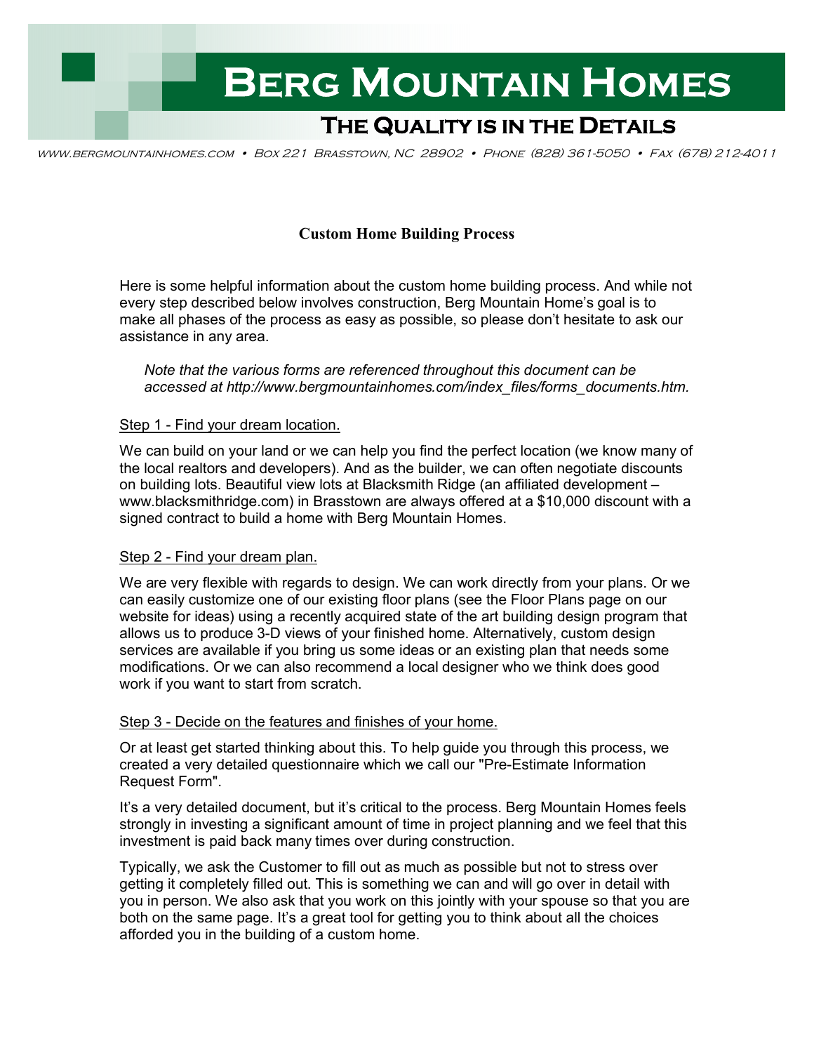# Berg Mountain Homes

## The Quality is in the Details

www.bergmountainhomes.com • Box 221 Brasstown, NC 28902 • Phone (828) 361-5050 • Fax (678) 212-4011

### Custom Home Building Process

Here is some helpful information about the custom home building process. And while not every step described below involves construction, Berg Mountain Home's goal is to make all phases of the process as easy as possible, so please don't hesitate to ask our assistance in any area.

> *Note that the various forms are referenced throughout this document can be accessed at http://www.bergmountainhomes.com/index_files/forms_documents.htm.*

<u>Step 1 - Find your dream location.</u>

We can build on your land or we can help you find the perfect location (we know many of the local realtors and developers). And as the builder, we can often negotiate discounts on building lots. Beautiful view lots at Blacksmith Ridge (an affiliated development – www.blacksmithridge.com) in Brasstown are always offered at a $10,000 discount with a signed contract to build a home with Berg Mountain Homes.

<u>Step 2 - Find your dream plan.</u>

We are very flexible with regards to design. We can work directly from your plans. Or we can easily customize one of our existing floor plans (see the Floor Plans page on our website for ideas) using a recently acquired state of the art building design program that allows us to produce 3-D views of your finished home. Alternatively, custom design services are available if you bring us some ideas or an existing plan that needs some modifications. Or we can also recommend a local designer who we think does good work if you want to start from scratch.

<u>Step 3 - Decide on the features and finishes of your home.</u>

Or at least get started thinking about this. To help guide you through this process, we created a very detailed questionnaire which we call our "Pre-Estimate Information Request Form".

It's a very detailed document, but it's critical to the process. Berg Mountain Homes feels strongly in investing a significant amount of time in project planning and we feel that this investment is paid back many times over during construction.

Typically, we ask the Customer to fill out as much as possible but not to stress over getting it completely filled out. This is something we can and will go over in detail with you in person. We also ask that you work on this jointly with your spouse so that you are both on the same page. It's a great tool for getting you to think about all the choices afforded you in the building of a custom home.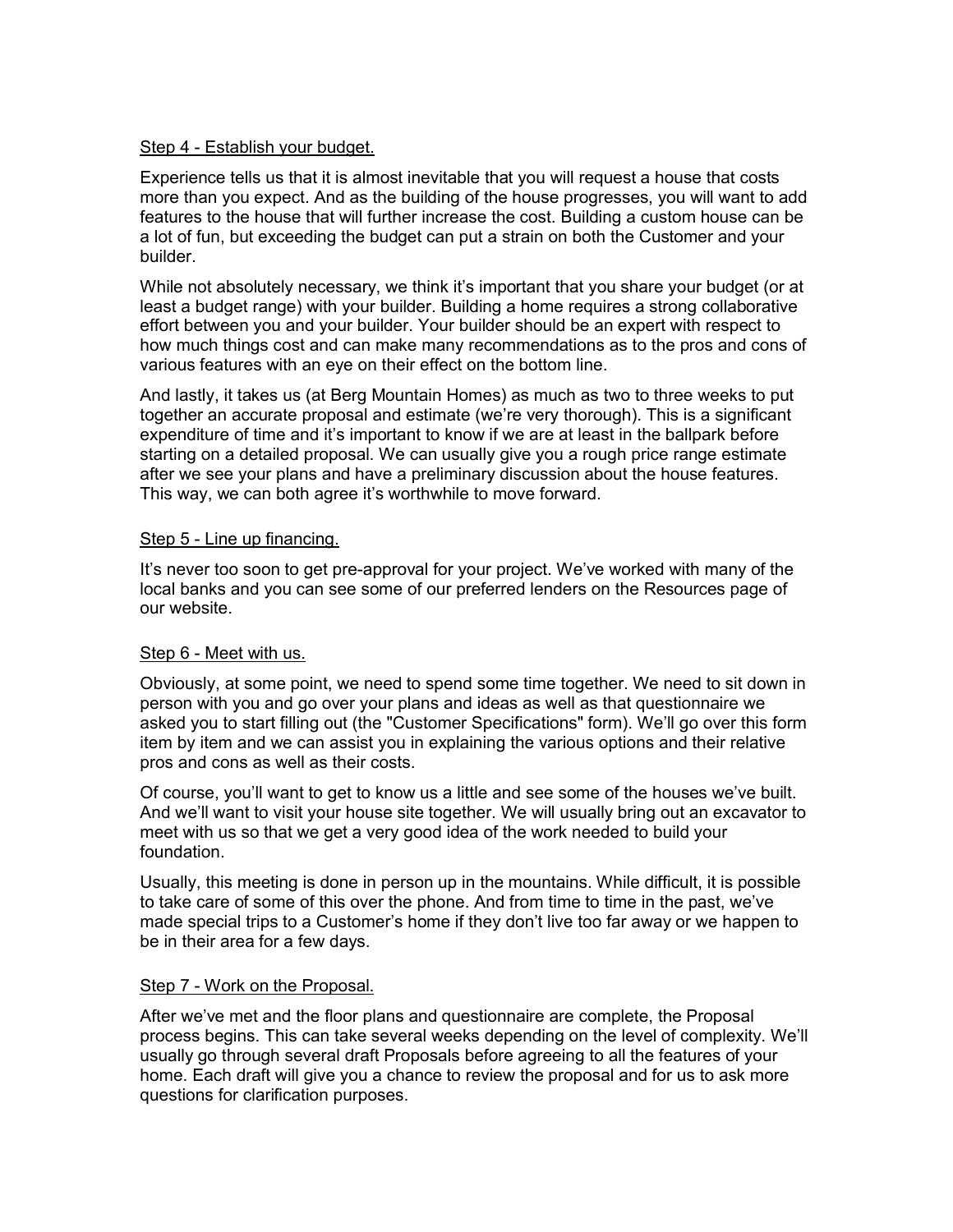Step 4 - Establish your budget.

Experience tells us that it is almost inevitable that you will request a house that costs more than you expect. And as the building of the house progresses, you will want to add features to the house that will further increase the cost. Building a custom house can be a lot of fun, but exceeding the budget can put a strain on both the Customer and your builder.

While not absolutely necessary, we think it's important that you share your budget (or at least a budget range) with your builder. Building a home requires a strong collaborative effort between you and your builder. Your builder should be an expert with respect to how much things cost and can make many recommendations as to the pros and cons of various features with an eye on their effect on the bottom line.

And lastly, it takes us (at Berg Mountain Homes) as much as two to three weeks to put together an accurate proposal and estimate (we're very thorough). This is a significant expenditure of time and it's important to know if we are at least in the ballpark before starting on a detailed proposal. We can usually give you a rough price range estimate after we see your plans and have a preliminary discussion about the house features. This way, we can both agree it's worthwhile to move forward.

Step 5 - Line up financing.

It's never too soon to get pre-approval for your project. We've worked with many of the local banks and you can see some of our preferred lenders on the Resources page of our website.

Step 6 - Meet with us.

Obviously, at some point, we need to spend some time together. We need to sit down in person with you and go over your plans and ideas as well as that questionnaire we asked you to start filling out (the "Customer Specifications" form). We'll go over this form item by item and we can assist you in explaining the various options and their relative pros and cons as well as their costs.

Of course, you'll want to get to know us a little and see some of the houses we've built. And we'll want to visit your house site together. We will usually bring out an excavator to meet with us so that we get a very good idea of the work needed to build your foundation.

Usually, this meeting is done in person up in the mountains. While difficult, it is possible to take care of some of this over the phone. And from time to time in the past, we've made special trips to a Customer's home if they don't live too far away or we happen to be in their area for a few days.

Step 7 - Work on the Proposal.

After we've met and the floor plans and questionnaire are complete, the Proposal process begins. This can take several weeks depending on the level of complexity. We'll usually go through several draft Proposals before agreeing to all the features of your home. Each draft will give you a chance to review the proposal and for us to ask more questions for clarification purposes.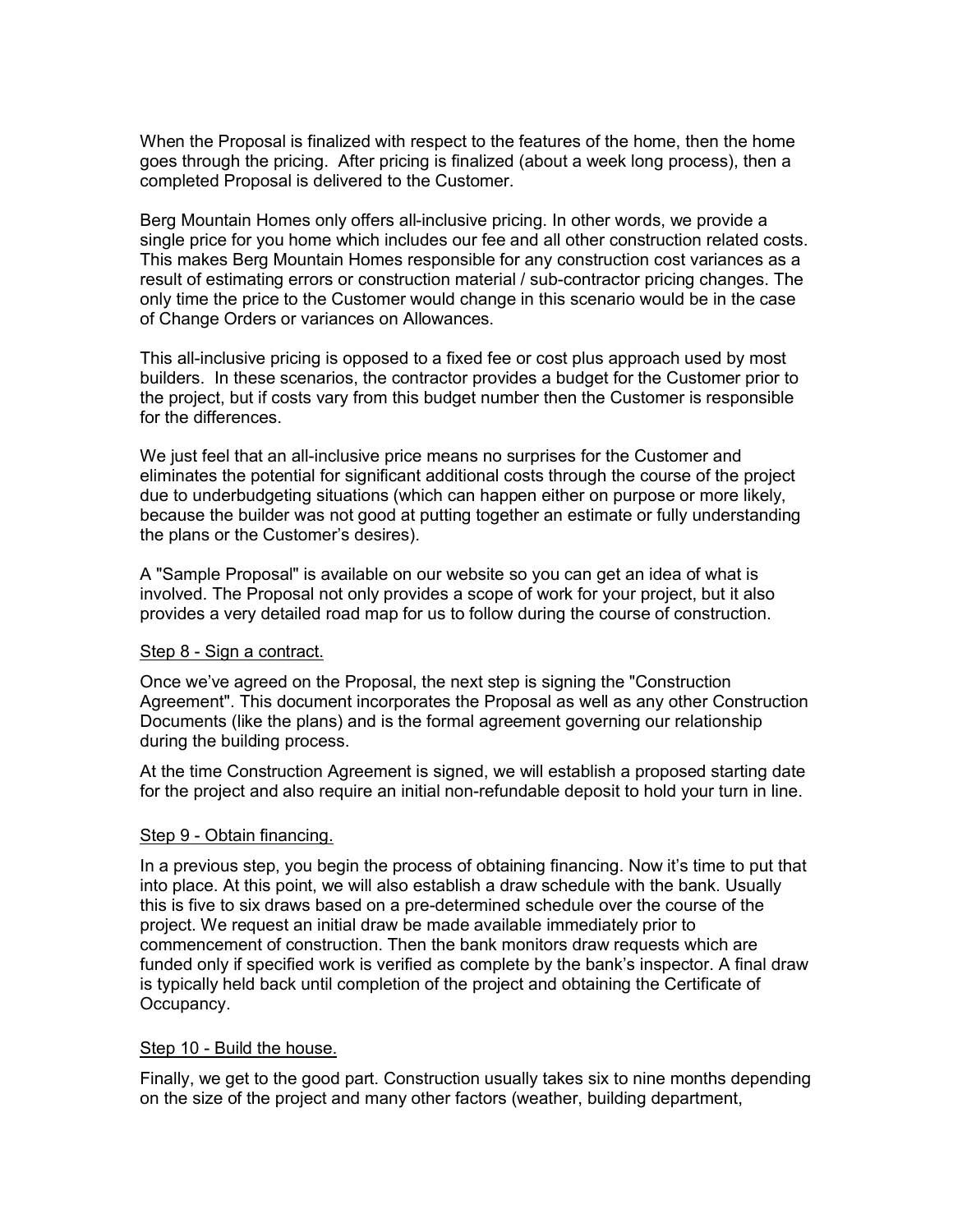When the Proposal is finalized with respect to the features of the home, then the home goes through the pricing. After pricing is finalized (about a week long process), then a completed Proposal is delivered to the Customer.

Berg Mountain Homes only offers all-inclusive pricing. In other words, we provide a single price for you home which includes our fee and all other construction related costs. This makes Berg Mountain Homes responsible for any construction cost variances as a result of estimating errors or construction material / sub-contractor pricing changes. The only time the price to the Customer would change in this scenario would be in the case of Change Orders or variances on Allowances.

This all-inclusive pricing is opposed to a fixed fee or cost plus approach used by most builders. In these scenarios, the contractor provides a budget for the Customer prior to the project, but if costs vary from this budget number then the Customer is responsible for the differences.

We just feel that an all-inclusive price means no surprises for the Customer and eliminates the potential for significant additional costs through the course of the project due to underbudgeting situations (which can happen either on purpose or more likely, because the builder was not good at putting together an estimate or fully understanding the plans or the Customer's desires).

A "Sample Proposal" is available on our website so you can get an idea of what is involved. The Proposal not only provides a scope of work for your project, but it also provides a very detailed road map for us to follow during the course of construction.

Step 8 - Sign a contract.

Once we've agreed on the Proposal, the next step is signing the "Construction Agreement". This document incorporates the Proposal as well as any other Construction Documents (like the plans) and is the formal agreement governing our relationship during the building process.

At the time Construction Agreement is signed, we will establish a proposed starting date for the project and also require an initial non-refundable deposit to hold your turn in line.

Step 9 - Obtain financing.

In a previous step, you begin the process of obtaining financing. Now it's time to put that into place. At this point, we will also establish a draw schedule with the bank. Usually this is five to six draws based on a pre-determined schedule over the course of the project. We request an initial draw be made available immediately prior to commencement of construction. Then the bank monitors draw requests which are funded only if specified work is verified as complete by the bank's inspector. A final draw is typically held back until completion of the project and obtaining the Certificate of Occupancy.

Step 10 - Build the house.

Finally, we get to the good part. Construction usually takes six to nine months depending on the size of the project and many other factors (weather, building department,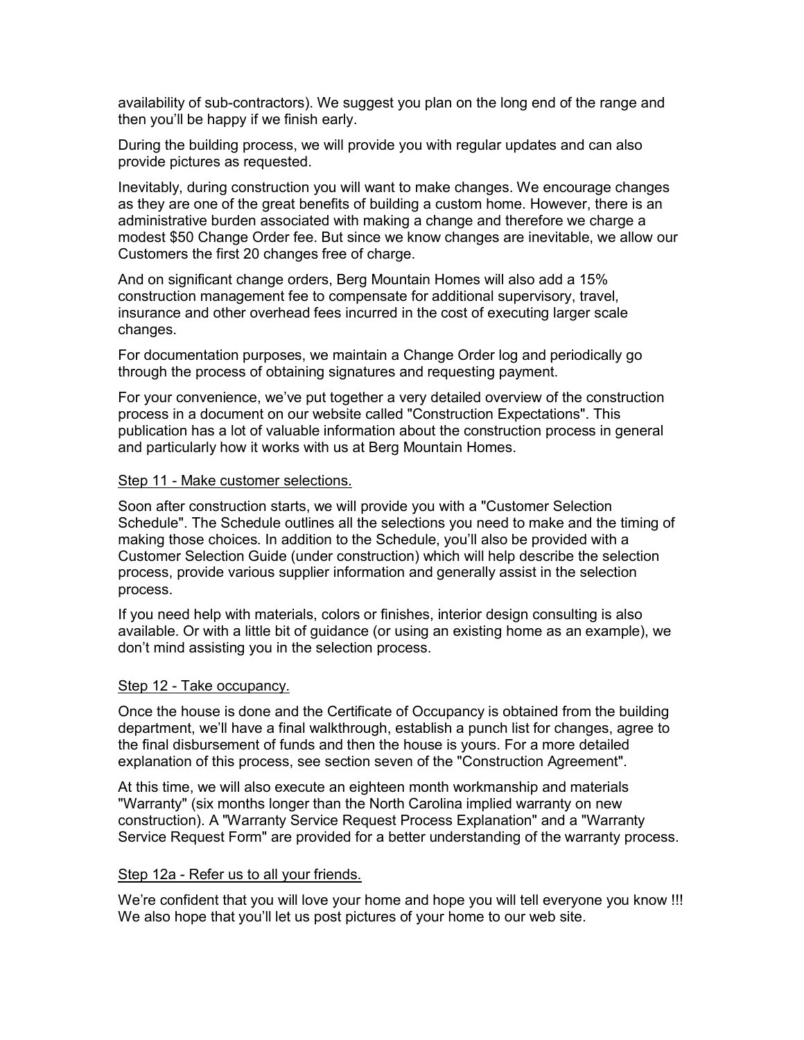availability of sub-contractors). We suggest you plan on the long end of the range and then you'll be happy if we finish early.

During the building process, we will provide you with regular updates and can also provide pictures as requested.

Inevitably, during construction you will want to make changes. We encourage changes as they are one of the great benefits of building a custom home. However, there is an administrative burden associated with making a change and therefore we charge a modest $50 Change Order fee. But since we know changes are inevitable, we allow our Customers the first 20 changes free of charge.

And on significant change orders, Berg Mountain Homes will also add a 15% construction management fee to compensate for additional supervisory, travel, insurance and other overhead fees incurred in the cost of executing larger scale changes.

For documentation purposes, we maintain a Change Order log and periodically go through the process of obtaining signatures and requesting payment.

For your convenience, we've put together a very detailed overview of the construction process in a document on our website called "Construction Expectations". This publication has a lot of valuable information about the construction process in general and particularly how it works with us at Berg Mountain Homes.

### Step 11 - Make customer selections.

Soon after construction starts, we will provide you with a "Customer Selection Schedule". The Schedule outlines all the selections you need to make and the timing of making those choices. In addition to the Schedule, you'll also be provided with a Customer Selection Guide (under construction) which will help describe the selection process, provide various supplier information and generally assist in the selection process.

If you need help with materials, colors or finishes, interior design consulting is also available. Or with a little bit of guidance (or using an existing home as an example), we don't mind assisting you in the selection process.

### Step 12 - Take occupancy.

Once the house is done and the Certificate of Occupancy is obtained from the building department, we'll have a final walkthrough, establish a punch list for changes, agree to the final disbursement of funds and then the house is yours. For a more detailed explanation of this process, see section seven of the "Construction Agreement".

At this time, we will also execute an eighteen month workmanship and materials "Warranty" (six months longer than the North Carolina implied warranty on new construction). A "Warranty Service Request Process Explanation" and a "Warranty Service Request Form" are provided for a better understanding of the warranty process.

### Step 12a - Refer us to all your friends.

We're confident that you will love your home and hope you will tell everyone you know !!! We also hope that you'll let us post pictures of your home to our web site.